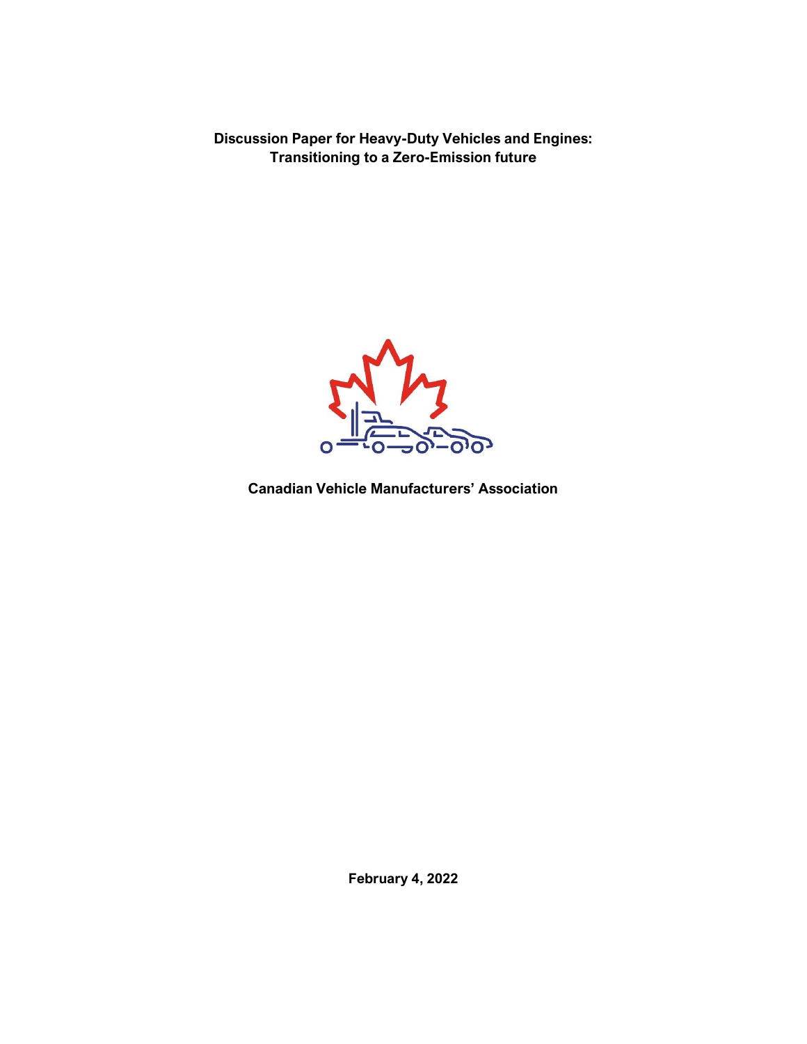**Discussion Paper for Heavy-Duty Vehicles and Engines: Transitioning to a Zero-Emission future**

**Canadian Vehicle Manufacturers' Association**

**February 4, 2022**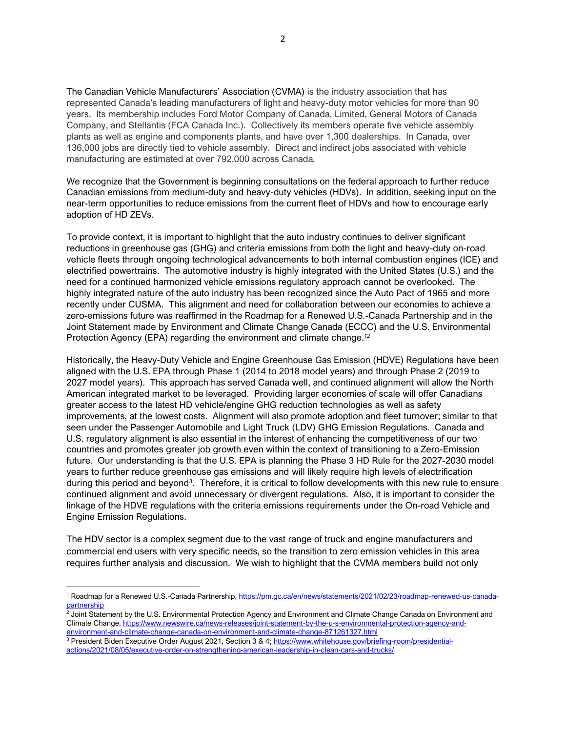The Canadian Vehicle Manufacturers' Association (CVMA) is the industry association that has represented Canada's leading manufacturers of light and heavy-duty motor vehicles for more than 90 years. Its membership includes Ford Motor Company of Canada, Limited, General Motors of Canada Company, and Stellantis (FCA Canada Inc.). Collectively its members operate five vehicle assembly plants as well as engine and components plants, and have over 1,300 dealerships. In Canada, over 136,000 jobs are directly tied to vehicle assembly. Direct and indirect jobs associated with vehicle manufacturing are estimated at over 792,000 across Canada.

We recognize that the Government is beginning consultations on the federal approach to further reduce Canadian emissions from medium-duty and heavy-duty vehicles (HDVs). In addition, seeking input on the near-term opportunities to reduce emissions from the current fleet of HDVs and how to encourage early adoption of HD ZEVs.

To provide context, it is important to highlight that the auto industry continues to deliver significant reductions in greenhouse gas (GHG) and criteria emissions from both the light and heavy-duty on-road vehicle fleets through ongoing technological advancements to both internal combustion engines (ICE) and electrified powertrains. The automotive industry is highly integrated with the United States (U.S.) and the need for a continued harmonized vehicle emissions regulatory approach cannot be overlooked. The highly integrated nature of the auto industry has been recognized since the Auto Pact of 1965 and more recently under CUSMA. This alignment and need for collaboration between our economies to achieve a zero-emissions future was reaffirmed in the Roadmap for a Renewed U.S.-Canada Partnership and in the Joint Statement made by Environment and Climate Change Canada (ECCC) and the U.S. Environmental Protection Agency (EPA) regarding the environment and climate change.[1,2]

Historically, the Heavy-Duty Vehicle and Engine Greenhouse Gas Emission (HDVE) Regulations have been aligned with the U.S. EPA through Phase 1 (2014 to 2018 model years) and through Phase 2 (2019 to 2027 model years). This approach has served Canada well, and continued alignment will allow the North American integrated market to be leveraged. Providing larger economies of scale will offer Canadians greater access to the latest HD vehicle/engine GHG reduction technologies as well as safety improvements, at the lowest costs. Alignment will also promote adoption and fleet turnover; similar to that seen under the Passenger Automobile and Light Truck (LDV) GHG Emission Regulations. Canada and U.S. regulatory alignment is also essential in the interest of enhancing the competitiveness of our two countries and promotes greater job growth even within the context of transitioning to a Zero-Emission future. Our understanding is that the U.S. EPA is planning the Phase 3 HD Rule for the 2027-2030 model years to further reduce greenhouse gas emissions and will likely require high levels of electrification during this period and beyond[3]. Therefore, it is critical to follow developments with this new rule to ensure continued alignment and avoid unnecessary or divergent regulations. Also, it is important to consider the linkage of the HDVE regulations with the criteria emissions requirements under the On-road Vehicle and Engine Emission Regulations.

The HDV sector is a complex segment due to the vast range of truck and engine manufacturers and commercial end users with very specific needs, so the transition to zero emission vehicles in this area requires further analysis and discussion. We wish to highlight that the CVMA members build not only

---

[1] Roadmap for a Renewed U.S.-Canada Partnership, https://pm.gc.ca/en/news/statements/2021/02/23/roadmap-renewed-us-canada-partnership

[2] Joint Statement by the U.S. Environmental Protection Agency and Environment and Climate Change Canada on Environment and Climate Change, https://www.newswire.ca/news-releases/joint-statement-by-the-u-s-environmental-protection-agency-and-environment-and-climate-change-canada-on-environment-and-climate-change-871261327.html

[3] President Biden Executive Order August 2021, Section 3 & 4; https://www.whitehouse.gov/briefing-room/presidential-actions/2021/08/05/executive-order-on-strengthening-american-leadership-in-clean-cars-and-trucks/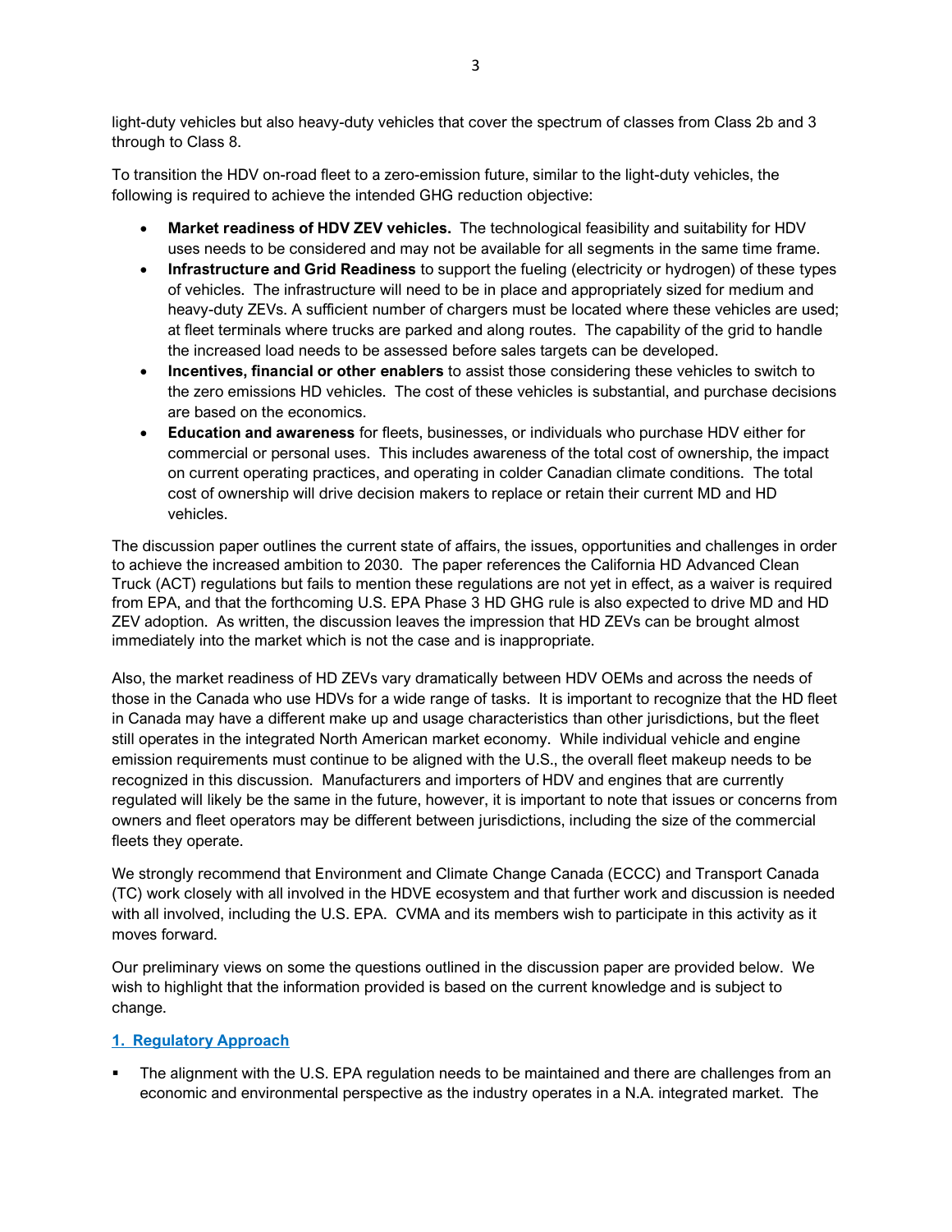light-duty vehicles but also heavy-duty vehicles that cover the spectrum of classes from Class 2b and 3 through to Class 8.

To transition the HDV on-road fleet to a zero-emission future, similar to the light-duty vehicles, the following is required to achieve the intended GHG reduction objective:

- **Market readiness of HDV ZEV vehicles.** The technological feasibility and suitability for HDV uses needs to be considered and may not be available for all segments in the same time frame.
- **Infrastructure and Grid Readiness** to support the fueling (electricity or hydrogen) of these types of vehicles. The infrastructure will need to be in place and appropriately sized for medium and heavy-duty ZEVs. A sufficient number of chargers must be located where these vehicles are used; at fleet terminals where trucks are parked and along routes. The capability of the grid to handle the increased load needs to be assessed before sales targets can be developed.
- **Incentives, financial or other enablers** to assist those considering these vehicles to switch to the zero emissions HD vehicles. The cost of these vehicles is substantial, and purchase decisions are based on the economics.
- **Education and awareness** for fleets, businesses, or individuals who purchase HDV either for commercial or personal uses. This includes awareness of the total cost of ownership, the impact on current operating practices, and operating in colder Canadian climate conditions. The total cost of ownership will drive decision makers to replace or retain their current MD and HD vehicles.

The discussion paper outlines the current state of affairs, the issues, opportunities and challenges in order to achieve the increased ambition to 2030. The paper references the California HD Advanced Clean Truck (ACT) regulations but fails to mention these regulations are not yet in effect, as a waiver is required from EPA, and that the forthcoming U.S. EPA Phase 3 HD GHG rule is also expected to drive MD and HD ZEV adoption. As written, the discussion leaves the impression that HD ZEVs can be brought almost immediately into the market which is not the case and is inappropriate.

Also, the market readiness of HD ZEVs vary dramatically between HDV OEMs and across the needs of those in the Canada who use HDVs for a wide range of tasks. It is important to recognize that the HD fleet in Canada may have a different make up and usage characteristics than other jurisdictions, but the fleet still operates in the integrated North American market economy. While individual vehicle and engine emission requirements must continue to be aligned with the U.S., the overall fleet makeup needs to be recognized in this discussion. Manufacturers and importers of HDV and engines that are currently regulated will likely be the same in the future, however, it is important to note that issues or concerns from owners and fleet operators may be different between jurisdictions, including the size of the commercial fleets they operate.

We strongly recommend that Environment and Climate Change Canada (ECCC) and Transport Canada (TC) work closely with all involved in the HDVE ecosystem and that further work and discussion is needed with all involved, including the U.S. EPA. CVMA and its members wish to participate in this activity as it moves forward.

Our preliminary views on some the questions outlined in the discussion paper are provided below. We wish to highlight that the information provided is based on the current knowledge and is subject to change.

## 1. Regulatory Approach

- The alignment with the U.S. EPA regulation needs to be maintained and there are challenges from an economic and environmental perspective as the industry operates in a N.A. integrated market. The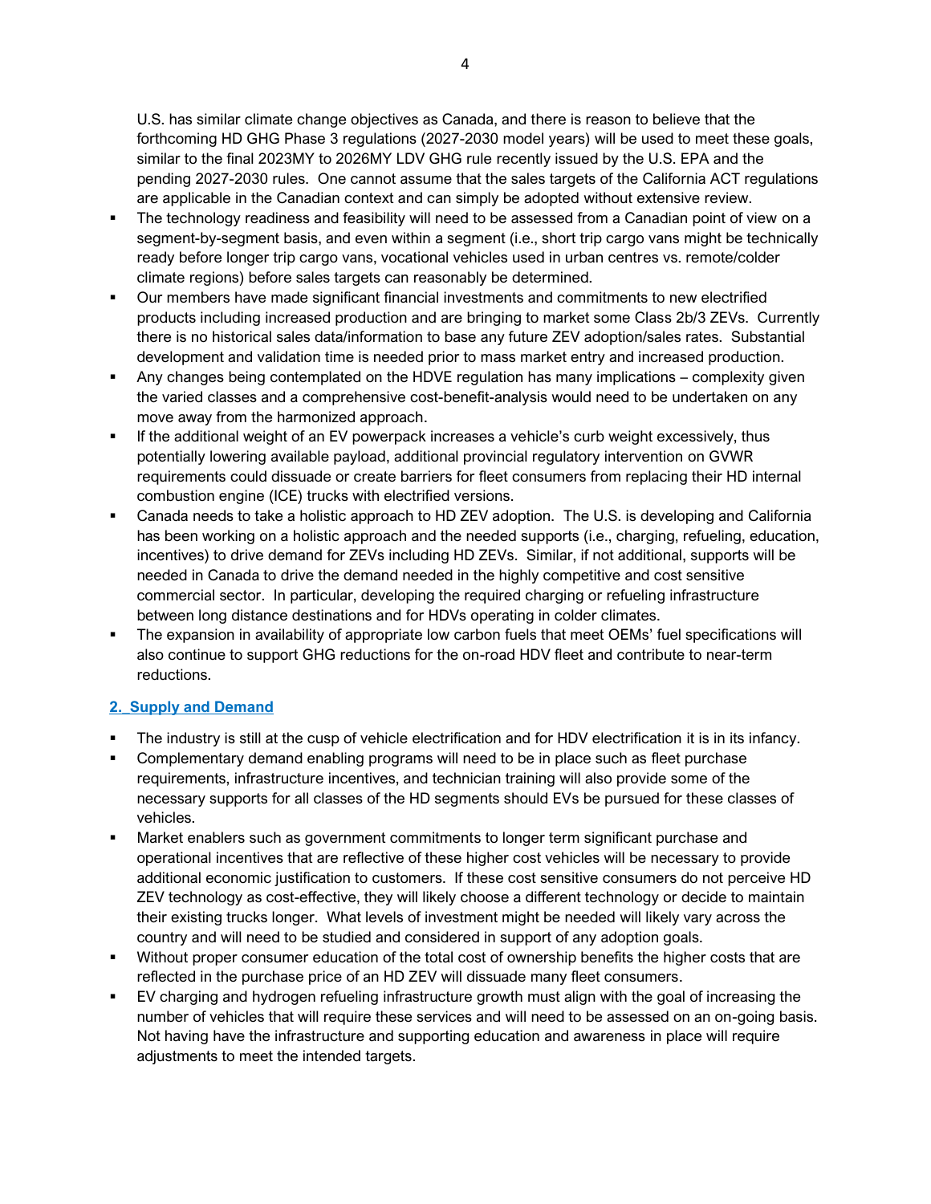U.S. has similar climate change objectives as Canada, and there is reason to believe that the forthcoming HD GHG Phase 3 regulations (2027-2030 model years) will be used to meet these goals, similar to the final 2023MY to 2026MY LDV GHG rule recently issued by the U.S. EPA and the pending 2027-2030 rules. One cannot assume that the sales targets of the California ACT regulations are applicable in the Canadian context and can simply be adopted without extensive review.

- The technology readiness and feasibility will need to be assessed from a Canadian point of view on a segment-by-segment basis, and even within a segment (i.e., short trip cargo vans might be technically ready before longer trip cargo vans, vocational vehicles used in urban centres vs. remote/colder climate regions) before sales targets can reasonably be determined.
- Our members have made significant financial investments and commitments to new electrified products including increased production and are bringing to market some Class 2b/3 ZEVs. Currently there is no historical sales data/information to base any future ZEV adoption/sales rates. Substantial development and validation time is needed prior to mass market entry and increased production.
- Any changes being contemplated on the HDVE regulation has many implications – complexity given the varied classes and a comprehensive cost-benefit-analysis would need to be undertaken on any move away from the harmonized approach.
- If the additional weight of an EV powerpack increases a vehicle's curb weight excessively, thus potentially lowering available payload, additional provincial regulatory intervention on GVWR requirements could dissuade or create barriers for fleet consumers from replacing their HD internal combustion engine (ICE) trucks with electrified versions.
- Canada needs to take a holistic approach to HD ZEV adoption. The U.S. is developing and California has been working on a holistic approach and the needed supports (i.e., charging, refueling, education, incentives) to drive demand for ZEVs including HD ZEVs. Similar, if not additional, supports will be needed in Canada to drive the demand needed in the highly competitive and cost sensitive commercial sector. In particular, developing the required charging or refueling infrastructure between long distance destinations and for HDVs operating in colder climates.
- The expansion in availability of appropriate low carbon fuels that meet OEMs' fuel specifications will also continue to support GHG reductions for the on-road HDV fleet and contribute to near-term reductions.

## 2. Supply and Demand

- The industry is still at the cusp of vehicle electrification and for HDV electrification it is in its infancy.
- Complementary demand enabling programs will need to be in place such as fleet purchase requirements, infrastructure incentives, and technician training will also provide some of the necessary supports for all classes of the HD segments should EVs be pursued for these classes of vehicles.
- Market enablers such as government commitments to longer term significant purchase and operational incentives that are reflective of these higher cost vehicles will be necessary to provide additional economic justification to customers. If these cost sensitive consumers do not perceive HD ZEV technology as cost-effective, they will likely choose a different technology or decide to maintain their existing trucks longer. What levels of investment might be needed will likely vary across the country and will need to be studied and considered in support of any adoption goals.
- Without proper consumer education of the total cost of ownership benefits the higher costs that are reflected in the purchase price of an HD ZEV will dissuade many fleet consumers.
- EV charging and hydrogen refueling infrastructure growth must align with the goal of increasing the number of vehicles that will require these services and will need to be assessed on an on-going basis. Not having have the infrastructure and supporting education and awareness in place will require adjustments to meet the intended targets.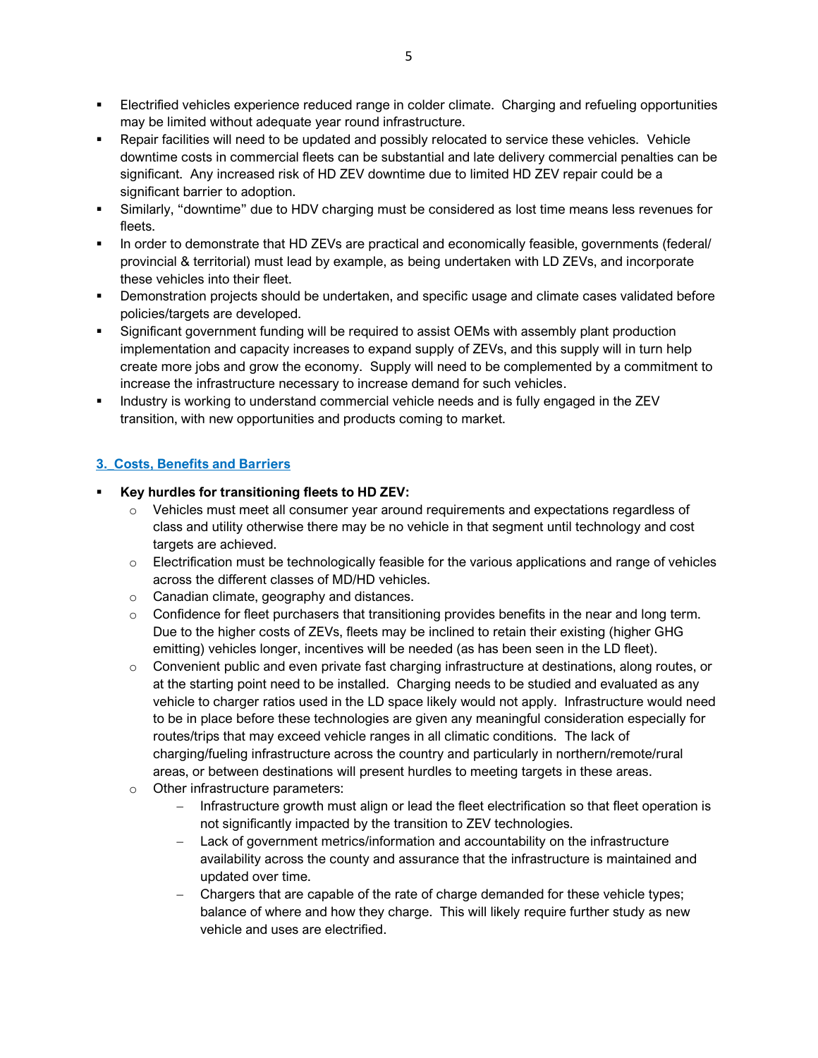- Electrified vehicles experience reduced range in colder climate. Charging and refueling opportunities may be limited without adequate year round infrastructure.
- Repair facilities will need to be updated and possibly relocated to service these vehicles. Vehicle downtime costs in commercial fleets can be substantial and late delivery commercial penalties can be significant. Any increased risk of HD ZEV downtime due to limited HD ZEV repair could be a significant barrier to adoption.
- Similarly, "downtime" due to HDV charging must be considered as lost time means less revenues for fleets.
- In order to demonstrate that HD ZEVs are practical and economically feasible, governments (federal/ provincial & territorial) must lead by example, as being undertaken with LD ZEVs, and incorporate these vehicles into their fleet.
- Demonstration projects should be undertaken, and specific usage and climate cases validated before policies/targets are developed.
- Significant government funding will be required to assist OEMs with assembly plant production implementation and capacity increases to expand supply of ZEVs, and this supply will in turn help create more jobs and grow the economy. Supply will need to be complemented by a commitment to increase the infrastructure necessary to increase demand for such vehicles.
- Industry is working to understand commercial vehicle needs and is fully engaged in the ZEV transition, with new opportunities and products coming to market.

## 3. Costs, Benefits and Barriers

- **Key hurdles for transitioning fleets to HD ZEV:**
  - Vehicles must meet all consumer year around requirements and expectations regardless of class and utility otherwise there may be no vehicle in that segment until technology and cost targets are achieved.
  - Electrification must be technologically feasible for the various applications and range of vehicles across the different classes of MD/HD vehicles.
  - Canadian climate, geography and distances.
  - Confidence for fleet purchasers that transitioning provides benefits in the near and long term. Due to the higher costs of ZEVs, fleets may be inclined to retain their existing (higher GHG emitting) vehicles longer, incentives will be needed (as has been seen in the LD fleet).
  - Convenient public and even private fast charging infrastructure at destinations, along routes, or at the starting point need to be installed. Charging needs to be studied and evaluated as any vehicle to charger ratios used in the LD space likely would not apply. Infrastructure would need to be in place before these technologies are given any meaningful consideration especially for routes/trips that may exceed vehicle ranges in all climatic conditions. The lack of charging/fueling infrastructure across the country and particularly in northern/remote/rural areas, or between destinations will present hurdles to meeting targets in these areas.
  - Other infrastructure parameters:
    - Infrastructure growth must align or lead the fleet electrification so that fleet operation is not significantly impacted by the transition to ZEV technologies.
    - Lack of government metrics/information and accountability on the infrastructure availability across the county and assurance that the infrastructure is maintained and updated over time.
    - Chargers that are capable of the rate of charge demanded for these vehicle types; balance of where and how they charge. This will likely require further study as new vehicle and uses are electrified.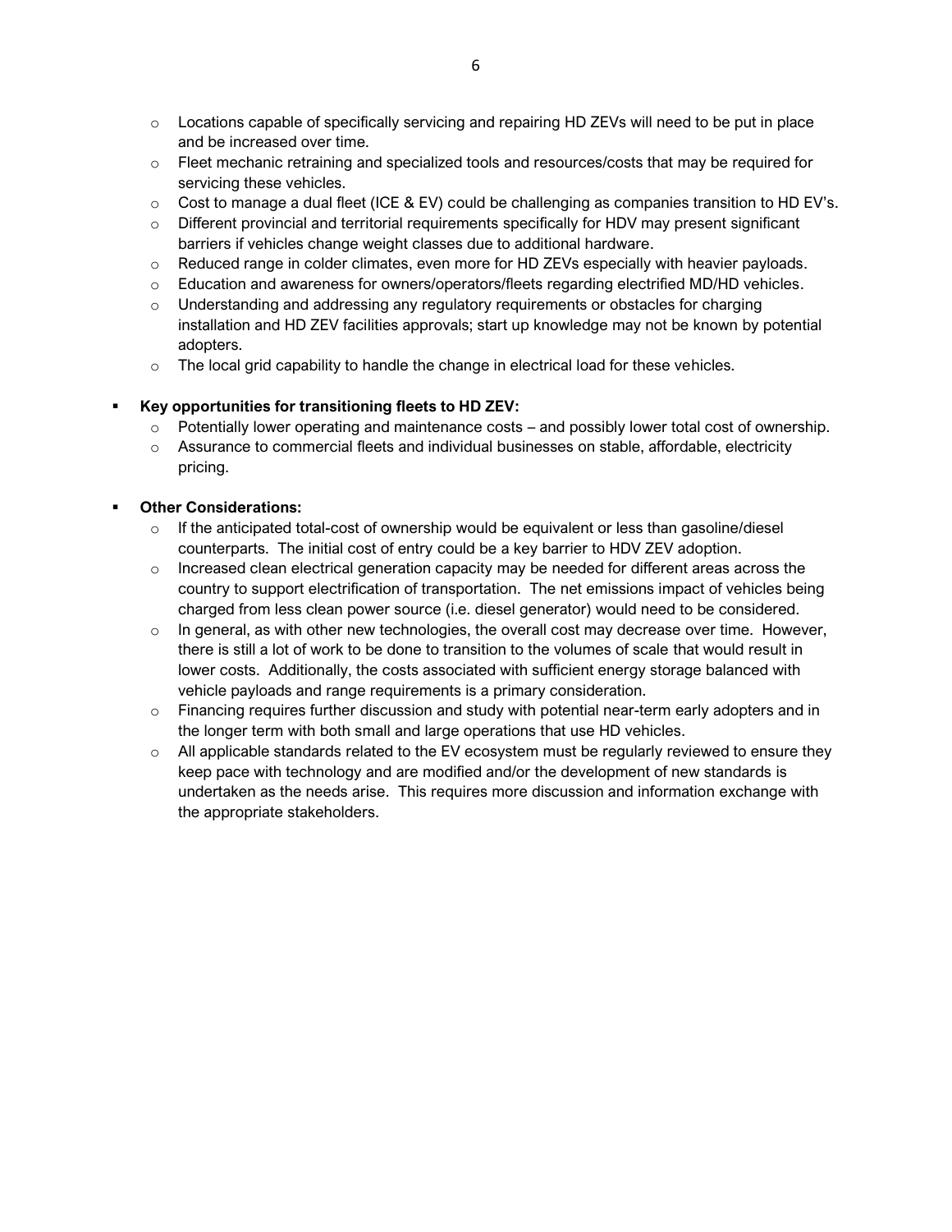- Locations capable of specifically servicing and repairing HD ZEVs will need to be put in place and be increased over time.
  - Fleet mechanic retraining and specialized tools and resources/costs that may be required for servicing these vehicles.
  - Cost to manage a dual fleet (ICE & EV) could be challenging as companies transition to HD EV's.
  - Different provincial and territorial requirements specifically for HDV may present significant barriers if vehicles change weight classes due to additional hardware.
  - Reduced range in colder climates, even more for HD ZEVs especially with heavier payloads.
  - Education and awareness for owners/operators/fleets regarding electrified MD/HD vehicles.
  - Understanding and addressing any regulatory requirements or obstacles for charging installation and HD ZEV facilities approvals; start up knowledge may not be known by potential adopters.
  - The local grid capability to handle the change in electrical load for these vehicles.

- **Key opportunities for transitioning fleets to HD ZEV:**
  - Potentially lower operating and maintenance costs – and possibly lower total cost of ownership.
  - Assurance to commercial fleets and individual businesses on stable, affordable, electricity pricing.

- **Other Considerations:**
  - If the anticipated total-cost of ownership would be equivalent or less than gasoline/diesel counterparts. The initial cost of entry could be a key barrier to HDV ZEV adoption.
  - Increased clean electrical generation capacity may be needed for different areas across the country to support electrification of transportation. The net emissions impact of vehicles being charged from less clean power source (i.e. diesel generator) would need to be considered.
  - In general, as with other new technologies, the overall cost may decrease over time. However, there is still a lot of work to be done to transition to the volumes of scale that would result in lower costs. Additionally, the costs associated with sufficient energy storage balanced with vehicle payloads and range requirements is a primary consideration.
  - Financing requires further discussion and study with potential near-term early adopters and in the longer term with both small and large operations that use HD vehicles.
  - All applicable standards related to the EV ecosystem must be regularly reviewed to ensure they keep pace with technology and are modified and/or the development of new standards is undertaken as the needs arise. This requires more discussion and information exchange with the appropriate stakeholders.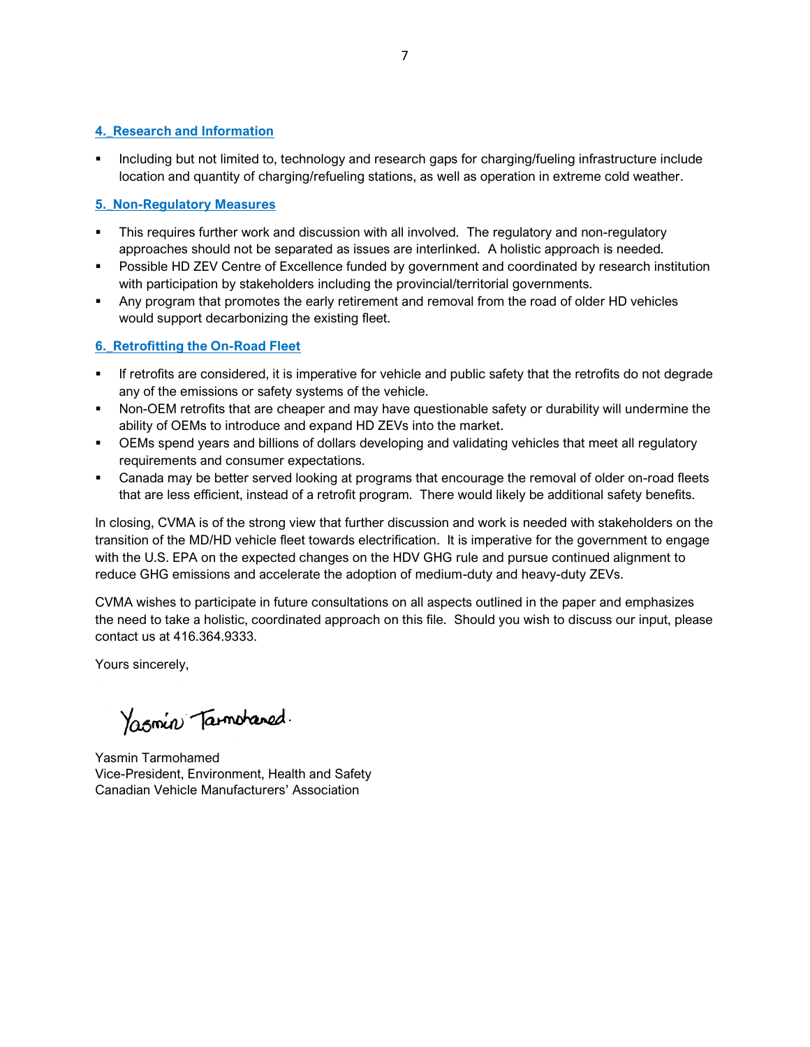### 4. Research and Information

- Including but not limited to, technology and research gaps for charging/fueling infrastructure include location and quantity of charging/refueling stations, as well as operation in extreme cold weather.

### 5. Non-Regulatory Measures

- This requires further work and discussion with all involved. The regulatory and non-regulatory approaches should not be separated as issues are interlinked. A holistic approach is needed.
- Possible HD ZEV Centre of Excellence funded by government and coordinated by research institution with participation by stakeholders including the provincial/territorial governments.
- Any program that promotes the early retirement and removal from the road of older HD vehicles would support decarbonizing the existing fleet.

### 6. Retrofitting the On-Road Fleet

- If retrofits are considered, it is imperative for vehicle and public safety that the retrofits do not degrade any of the emissions or safety systems of the vehicle.
- Non-OEM retrofits that are cheaper and may have questionable safety or durability will undermine the ability of OEMs to introduce and expand HD ZEVs into the market.
- OEMs spend years and billions of dollars developing and validating vehicles that meet all regulatory requirements and consumer expectations.
- Canada may be better served looking at programs that encourage the removal of older on-road fleets that are less efficient, instead of a retrofit program. There would likely be additional safety benefits.

In closing, CVMA is of the strong view that further discussion and work is needed with stakeholders on the transition of the MD/HD vehicle fleet towards electrification. It is imperative for the government to engage with the U.S. EPA on the expected changes on the HDV GHG rule and pursue continued alignment to reduce GHG emissions and accelerate the adoption of medium-duty and heavy-duty ZEVs.

CVMA wishes to participate in future consultations on all aspects outlined in the paper and emphasizes the need to take a holistic, coordinated approach on this file. Should you wish to discuss our input, please contact us at 416.364.9333.

Yours sincerely,

Yasmin Tarmohamed

Yasmin Tarmohamed
Vice-President, Environment, Health and Safety
Canadian Vehicle Manufacturers' Association